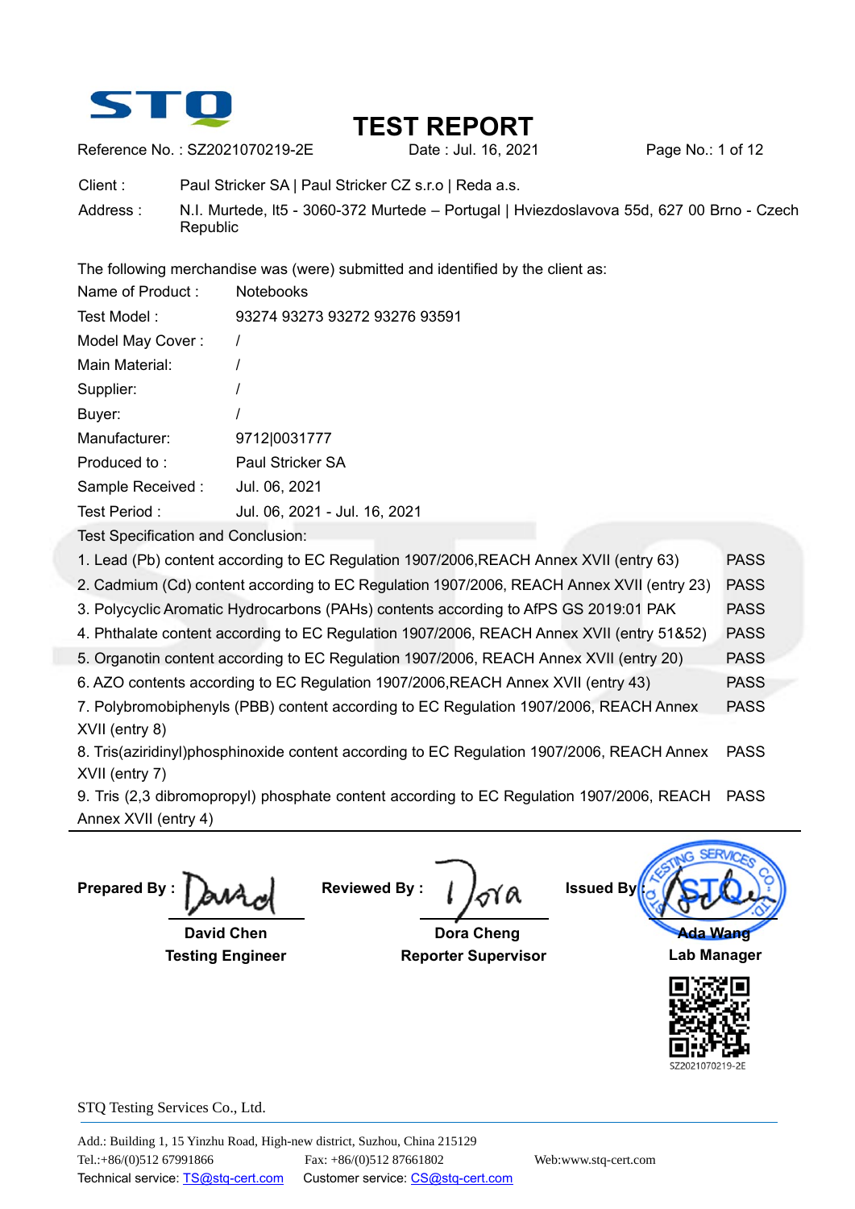STQ

# TEST REPORT

Reference No. : SZ2021070219-2E　　Date : Jul. 16, 2021　　Page No.: 1 of 12

Client : Paul Stricker SA | Paul Stricker CZ s.r.o | Reda a.s.

Address : N.I. Murtede, lt5 - 3060-372 Murtede – Portugal | Hviezdoslavova 55d, 627 00 Brno - Czech Republic

The following merchandise was (were) submitted and identified by the client as:

| | |
|---|---|
| Name of Product : | Notebooks |
| Test Model : | 93274 93273 93272 93276 93591 |
| Model May Cover : | / |
| Main Material: | / |
| Supplier: | / |
| Buyer: | / |
| Manufacturer: | 9712\|0031777 |
| Produced to : | Paul Stricker SA |
| Sample Received : | Jul. 06, 2021 |
| Test Period : | Jul. 06, 2021 - Jul. 16, 2021 |

Test Specification and Conclusion:

| | |
|---|---|
| 1. Lead (Pb) content according to EC Regulation 1907/2006,REACH Annex XVII (entry 63) | PASS |
| 2. Cadmium (Cd) content according to EC Regulation 1907/2006, REACH Annex XVII (entry 23) | PASS |
| 3. Polycyclic Aromatic Hydrocarbons (PAHs) contents according to AfPS GS 2019:01 PAK | PASS |
| 4. Phthalate content according to EC Regulation 1907/2006, REACH Annex XVII (entry 51&52) | PASS |
| 5. Organotin content according to EC Regulation 1907/2006, REACH Annex XVII (entry 20) | PASS |
| 6. AZO contents according to EC Regulation 1907/2006,REACH Annex XVII (entry 43) | PASS |
| 7. Polybromobiphenyls (PBB) content according to EC Regulation 1907/2006, REACH Annex XVII (entry 8) | PASS |
| 8. Tris(aziridinyl)phosphinoxide content according to EC Regulation 1907/2006, REACH Annex XVII (entry 7) | PASS |
| 9. Tris (2,3 dibromopropyl) phosphate content according to EC Regulation 1907/2006, REACH Annex XVII (entry 4) | PASS |

| Prepared By : | Reviewed By : | Issued By : |
|---|---|---|
| **David Chen** | **Dora Cheng** | **Ada Wang** |
| **Testing Engineer** | **Reporter Supervisor** | **Lab Manager** |

SZ2021070219-2E

STQ Testing Services Co., Ltd.

Add.: Building 1, 15 Yinzhu Road, High-new district, Suzhou, China 215129
Tel.:+86/(0)512 67991866　　Fax: +86/(0)512 87661802　　Web:www.stq-cert.com
Technical service: TS@stq-cert.com　　Customer service: CS@stq-cert.com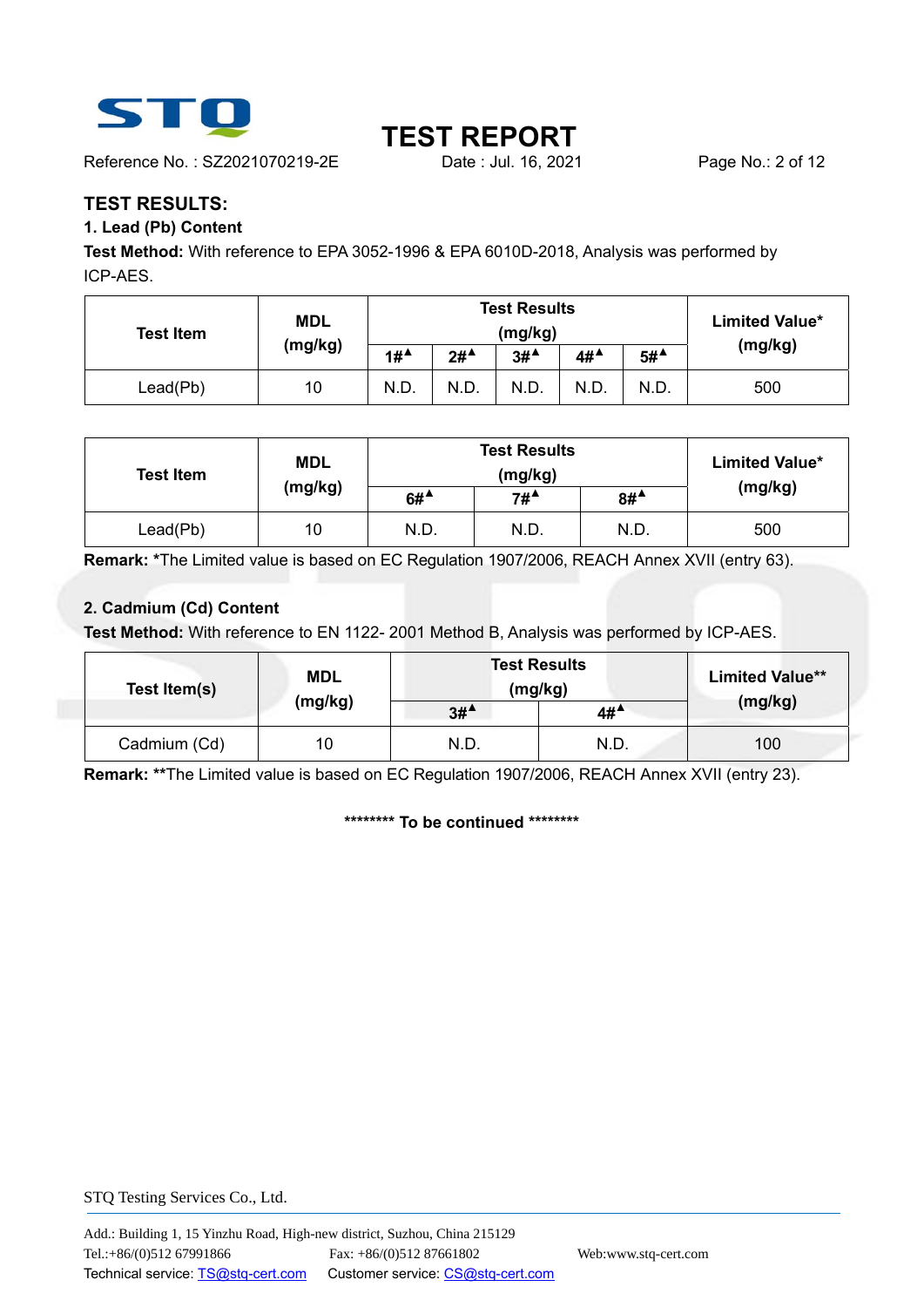## TEST RESULTS:

### 1. Lead (Pb) Content

**Test Method:** With reference to EPA 3052-1996 & EPA 6010D-2018, Analysis was performed by ICP-AES.

| Test Item | MDL (mg/kg) | Test Results (mg/kg) | | | | | Limited Value* (mg/kg) |
|---|---|---|---|---|---|---|---|
| | | 1#▲ | 2#▲ | 3#▲ | 4#▲ | 5#▲ | |
| Lead(Pb) | 10 | N.D. | N.D. | N.D. | N.D. | N.D. | 500 |

| Test Item | MDL (mg/kg) | Test Results (mg/kg) | | | Limited Value* (mg/kg) |
|---|---|---|---|---|---|
| | | 6#▲ | 7#▲ | 8#▲ | |
| Lead(Pb) | 10 | N.D. | N.D. | N.D. | 500 |

**Remark:** *The Limited value is based on EC Regulation 1907/2006, REACH Annex XVII (entry 63).

### 2. Cadmium (Cd) Content

**Test Method:** With reference to EN 1122- 2001 Method B, Analysis was performed by ICP-AES.

| Test Item(s) | MDL (mg/kg) | Test Results (mg/kg) | | Limited Value** (mg/kg) |
|---|---|---|---|---|
| | | 3#▲ | 4#▲ | |
| Cadmium (Cd) | 10 | N.D. | N.D. | 100 |

**Remark:** **The Limited value is based on EC Regulation 1907/2006, REACH Annex XVII (entry 23).

******** To be continued ********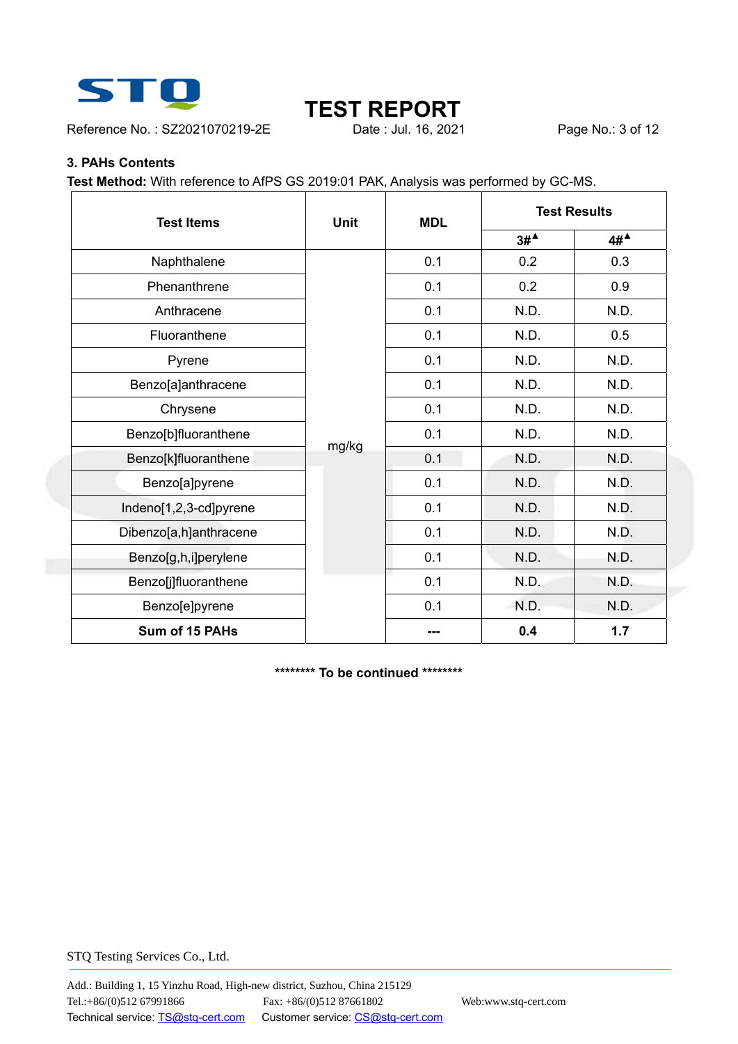## 3. PAHs Contents

**Test Method:** With reference to AfPS GS 2019:01 PAK, Analysis was performed by GC-MS.

| Test Items | Unit | MDL | Test Results | |
|---|---|---|---|---|
| | | | 3#▲ | 4#▲ |
| Naphthalene | mg/kg | 0.1 | 0.2 | 0.3 |
| Phenanthrene | mg/kg | 0.1 | 0.2 | 0.9 |
| Anthracene | mg/kg | 0.1 | N.D. | N.D. |
| Fluoranthene | mg/kg | 0.1 | N.D. | 0.5 |
| Pyrene | mg/kg | 0.1 | N.D. | N.D. |
| Benzo[a]anthracene | mg/kg | 0.1 | N.D. | N.D. |
| Chrysene | mg/kg | 0.1 | N.D. | N.D. |
| Benzo[b]fluoranthene | mg/kg | 0.1 | N.D. | N.D. |
| Benzo[k]fluoranthene | mg/kg | 0.1 | N.D. | N.D. |
| Benzo[a]pyrene | mg/kg | 0.1 | N.D. | N.D. |
| Indeno[1,2,3-cd]pyrene | mg/kg | 0.1 | N.D. | N.D. |
| Dibenzo[a,h]anthracene | mg/kg | 0.1 | N.D. | N.D. |
| Benzo[g,h,i]perylene | mg/kg | 0.1 | N.D. | N.D. |
| Benzo[j]fluoranthene | mg/kg | 0.1 | N.D. | N.D. |
| Benzo[e]pyrene | mg/kg | 0.1 | N.D. | N.D. |
| **Sum of 15 PAHs** | mg/kg | **---** | **0.4** | **1.7** |

******** **To be continued** ********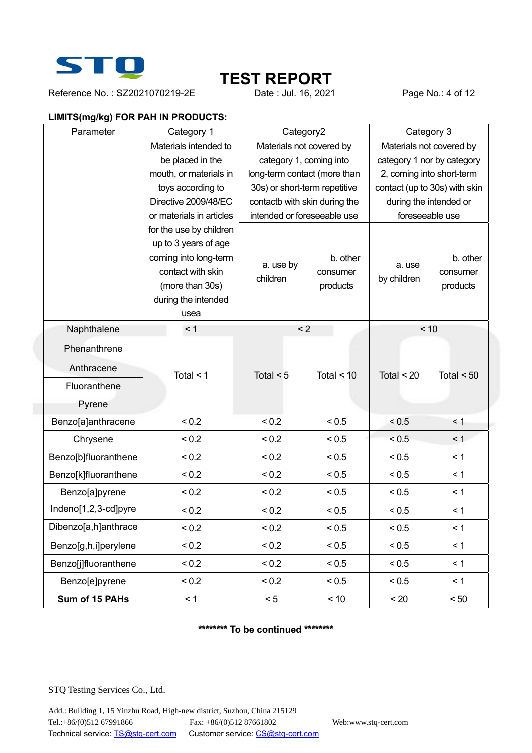**LIMITS(mg/kg) FOR PAH IN PRODUCTS:**

| Parameter | Category 1 | Category2 | | Category 3 | |
|---|---|---|---|---|---|
| | Materials intended to be placed in the mouth, or materials in toys according to Directive 2009/48/EC or materials in articles for the use by children up to 3 years of age coming into long-term contact with skin (more than 30s) during the intended usea | Materials not covered by category 1, coming into long-term contact (more than 30s) or short-term repetitive contactb with skin during the intended or foreseeable use | | Materials not covered by category 1 nor by category 2, coming into short-term contact (up to 30s) with skin during the intended or foreseeable use | |
| | | a. use by children | b. other consumer products | a. use by children | b. other consumer products |
| Naphthalene | < 1 | < 2 | | < 10 | |
| Phenanthrene | Total < 1 | Total < 5 | Total < 10 | Total < 20 | Total < 50 |
| Anthracene | | | | | |
| Fluoranthene | | | | | |
| Pyrene | | | | | |
| Benzo[a]anthracene | < 0.2 | < 0.2 | < 0.5 | < 0.5 | < 1 |
| Chrysene | < 0.2 | < 0.2 | < 0.5 | < 0.5 | < 1 |
| Benzo[b]fluoranthene | < 0.2 | < 0.2 | < 0.5 | < 0.5 | < 1 |
| Benzo[k]fluoranthene | < 0.2 | < 0.2 | < 0.5 | < 0.5 | < 1 |
| Benzo[a]pyrene | < 0.2 | < 0.2 | < 0.5 | < 0.5 | < 1 |
| Indeno[1,2,3-cd]pyre | < 0.2 | < 0.2 | < 0.5 | < 0.5 | < 1 |
| Dibenzo[a,h]anthrace | < 0.2 | < 0.2 | < 0.5 | < 0.5 | < 1 |
| Benzo[g,h,i]perylene | < 0.2 | < 0.2 | < 0.5 | < 0.5 | < 1 |
| Benzo[j]fluoranthene | < 0.2 | < 0.2 | < 0.5 | < 0.5 | < 1 |
| Benzo[e]pyrene | < 0.2 | < 0.2 | < 0.5 | < 0.5 | < 1 |
| **Sum of 15 PAHs** | < 1 | < 5 | < 10 | < 20 | < 50 |

**\*\*\*\*\*\*\*\* To be continued \*\*\*\*\*\*\*\***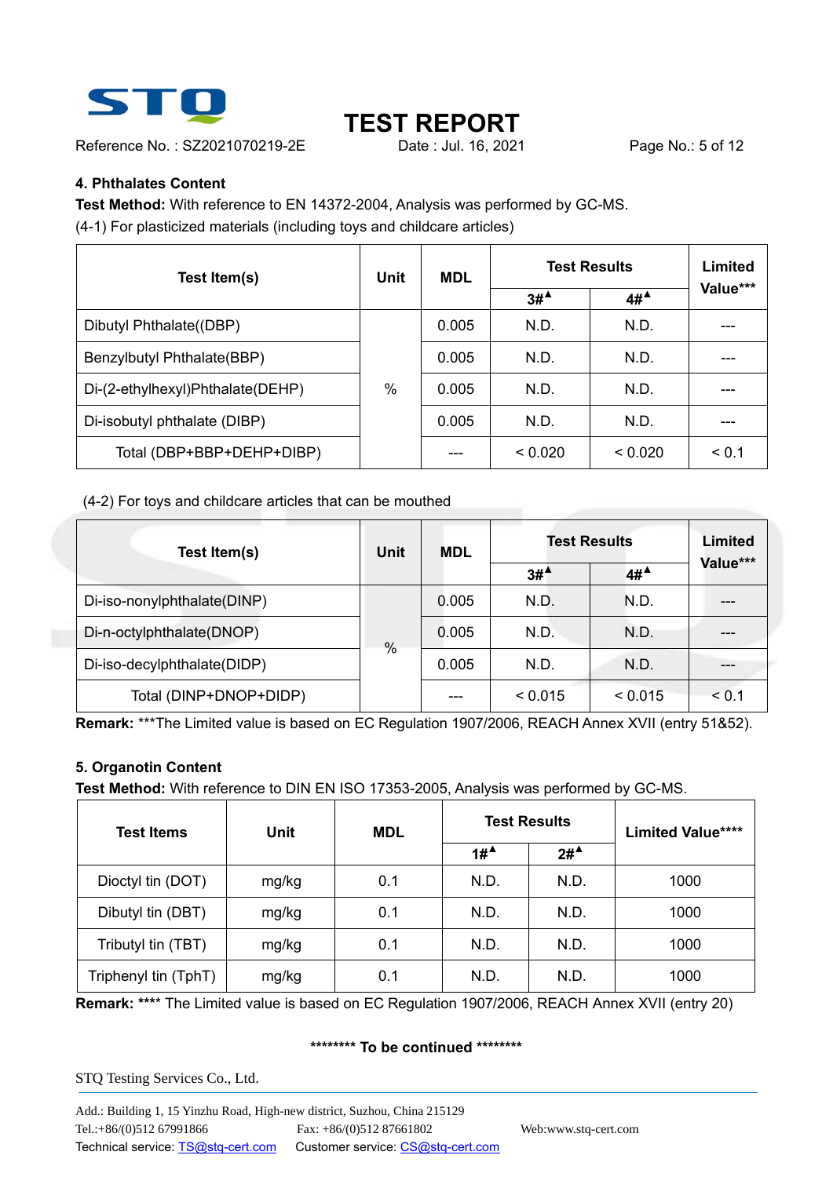## 4. Phthalates Content

**Test Method:** With reference to EN 14372-2004, Analysis was performed by GC-MS.

(4-1) For plasticized materials (including toys and childcare articles)

| Test Item(s) | Unit | MDL | Test Results | | Limited Value*** |
|---|---|---|---|---|---|
| | | | 3#▲ | 4#▲ | |
| Dibutyl Phthalate((DBP) | % | 0.005 | N.D. | N.D. | --- |
| Benzylbutyl Phthalate(BBP) | | 0.005 | N.D. | N.D. | --- |
| Di-(2-ethylhexyl)Phthalate(DEHP) | | 0.005 | N.D. | N.D. | --- |
| Di-isobutyl phthalate (DIBP) | | 0.005 | N.D. | N.D. | --- |
| Total (DBP+BBP+DEHP+DIBP) | | --- | < 0.020 | < 0.020 | < 0.1 |

(4-2) For toys and childcare articles that can be mouthed

| Test Item(s) | Unit | MDL | Test Results | | Limited Value*** |
|---|---|---|---|---|---|
| | | | 3#▲ | 4#▲ | |
| Di-iso-nonylphthalate(DINP) | % | 0.005 | N.D. | N.D. | --- |
| Di-n-octylphthalate(DNOP) | | 0.005 | N.D. | N.D. | --- |
| Di-iso-decylphthalate(DIDP) | | 0.005 | N.D. | N.D. | --- |
| Total (DINP+DNOP+DIDP) | | --- | < 0.015 | < 0.015 | < 0.1 |

**Remark:** ***The Limited value is based on EC Regulation 1907/2006, REACH Annex XVII (entry 51&52).

## 5. Organotin Content

**Test Method:** With reference to DIN EN ISO 17353-2005, Analysis was performed by GC-MS.

| Test Items | Unit | MDL | Test Results | | Limited Value**** |
|---|---|---|---|---|---|
| | | | 1#▲ | 2#▲ | |
| Dioctyl tin (DOT) | mg/kg | 0.1 | N.D. | N.D. | 1000 |
| Dibutyl tin (DBT) | mg/kg | 0.1 | N.D. | N.D. | 1000 |
| Tributyl tin (TBT) | mg/kg | 0.1 | N.D. | N.D. | 1000 |
| Triphenyl tin (TphT) | mg/kg | 0.1 | N.D. | N.D. | 1000 |

**Remark:** **** The Limited value is based on EC Regulation 1907/2006, REACH Annex XVII (entry 20)

******** To be continued ********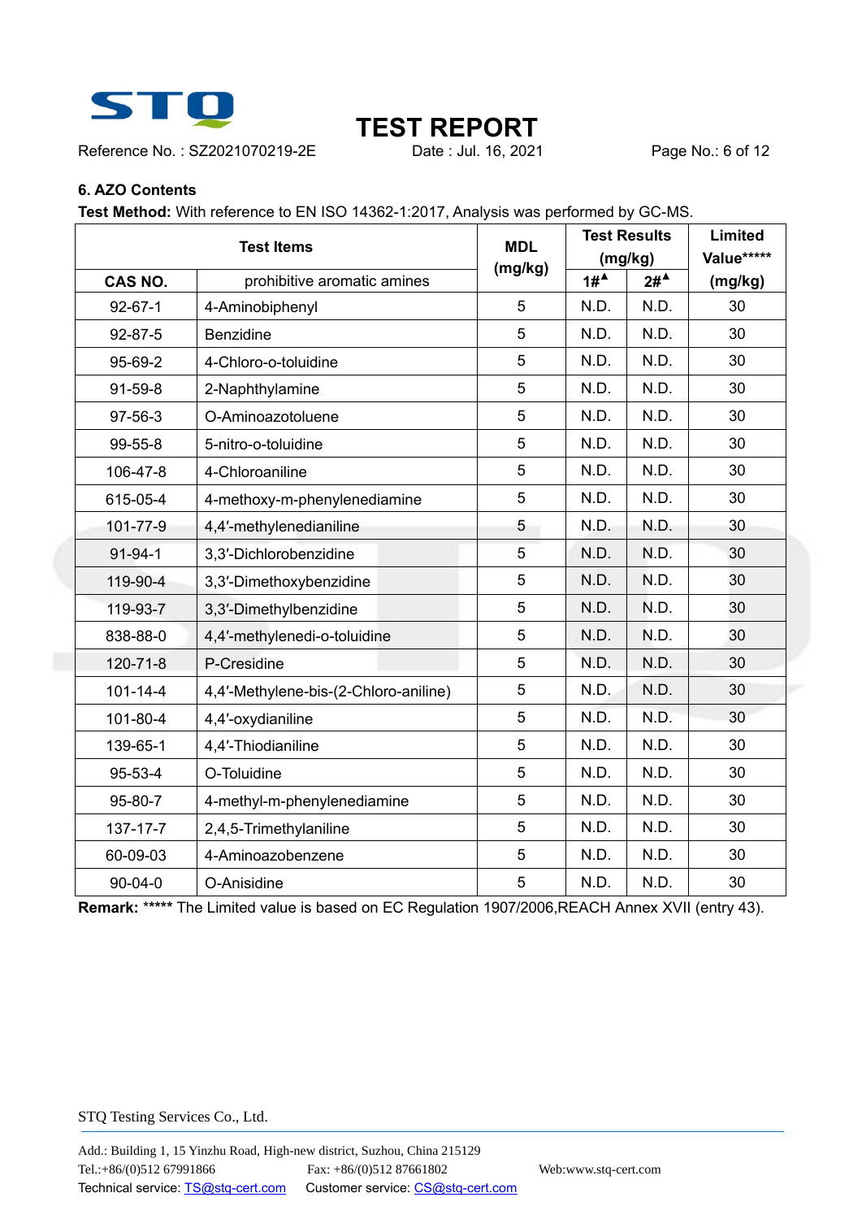## 6. AZO Contents

**Test Method:** With reference to EN ISO 14362-1:2017, Analysis was performed by GC-MS.

| Test Items | | MDL (mg/kg) | Test Results (mg/kg) | | Limited Value***** (mg/kg) |
|---|---|---|---|---|---|
| CAS NO. | prohibitive aromatic amines | | 1#▲ | 2#▲ | |
| 92-67-1 | 4-Aminobiphenyl | 5 | N.D. | N.D. | 30 |
| 92-87-5 | Benzidine | 5 | N.D. | N.D. | 30 |
| 95-69-2 | 4-Chloro-o-toluidine | 5 | N.D. | N.D. | 30 |
| 91-59-8 | 2-Naphthylamine | 5 | N.D. | N.D. | 30 |
| 97-56-3 | O-Aminoazotoluene | 5 | N.D. | N.D. | 30 |
| 99-55-8 | 5-nitro-o-toluidine | 5 | N.D. | N.D. | 30 |
| 106-47-8 | 4-Chloroaniline | 5 | N.D. | N.D. | 30 |
| 615-05-4 | 4-methoxy-m-phenylenediamine | 5 | N.D. | N.D. | 30 |
| 101-77-9 | 4,4′-methylenedianiline | 5 | N.D. | N.D. | 30 |
| 91-94-1 | 3,3′-Dichlorobenzidine | 5 | N.D. | N.D. | 30 |
| 119-90-4 | 3,3′-Dimethoxybenzidine | 5 | N.D. | N.D. | 30 |
| 119-93-7 | 3,3′-Dimethylbenzidine | 5 | N.D. | N.D. | 30 |
| 838-88-0 | 4,4′-methylenedi-o-toluidine | 5 | N.D. | N.D. | 30 |
| 120-71-8 | P-Cresidine | 5 | N.D. | N.D. | 30 |
| 101-14-4 | 4,4′-Methylene-bis-(2-Chloro-aniline) | 5 | N.D. | N.D. | 30 |
| 101-80-4 | 4,4′-oxydianiline | 5 | N.D. | N.D. | 30 |
| 139-65-1 | 4,4′-Thiodianiline | 5 | N.D. | N.D. | 30 |
| 95-53-4 | O-Toluidine | 5 | N.D. | N.D. | 30 |
| 95-80-7 | 4-methyl-m-phenylenediamine | 5 | N.D. | N.D. | 30 |
| 137-17-7 | 2,4,5-Trimethylaniline | 5 | N.D. | N.D. | 30 |
| 60-09-03 | 4-Aminoazobenzene | 5 | N.D. | N.D. | 30 |
| 90-04-0 | O-Anisidine | 5 | N.D. | N.D. | 30 |

**Remark:** ***** The Limited value is based on EC Regulation 1907/2006,REACH Annex XVII (entry 43).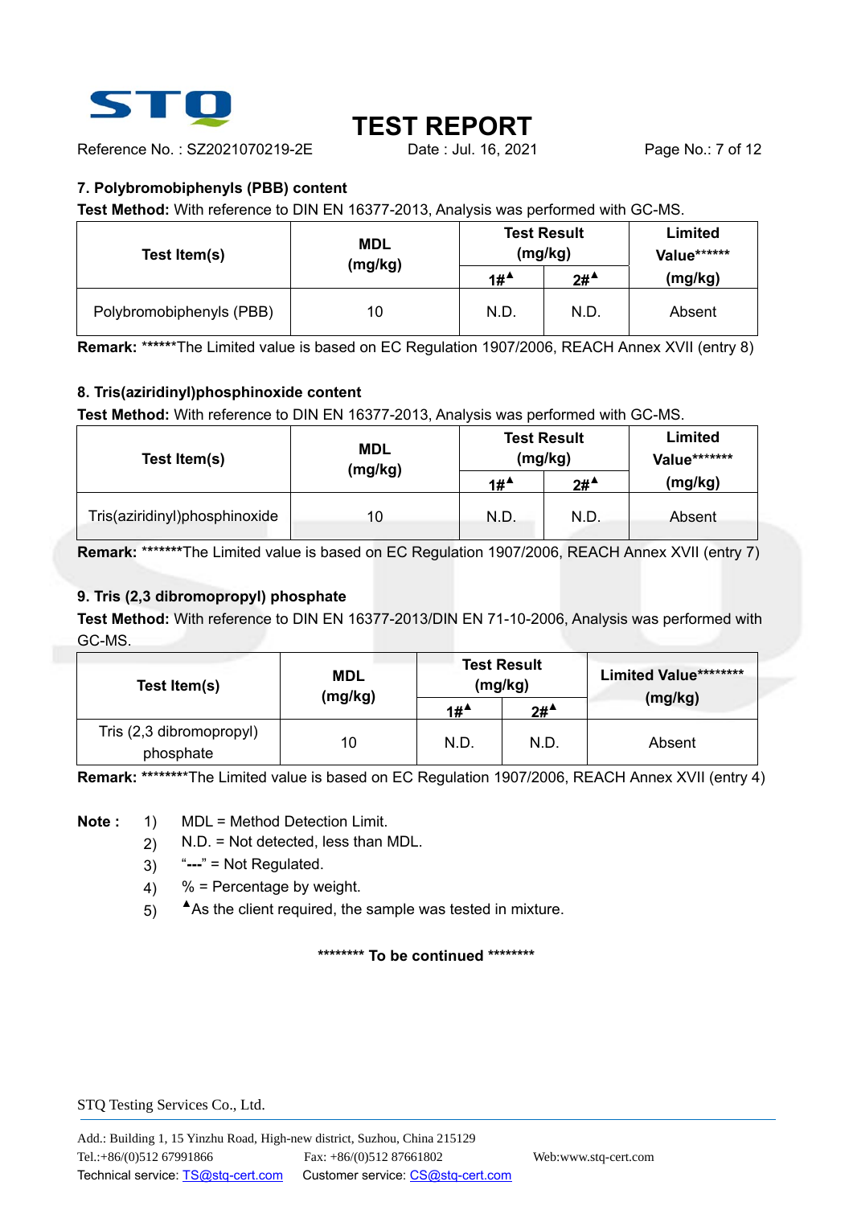## 7. Polybromobiphenyls (PBB) content

**Test Method:** With reference to DIN EN 16377-2013, Analysis was performed with GC-MS.

| Test Item(s) | MDL (mg/kg) | Test Result (mg/kg) | | Limited Value****** (mg/kg) |
|---|---|---|---|---|
| | | 1#▲ | 2#▲ | |
| Polybromobiphenyls (PBB) | 10 | N.D. | N.D. | Absent |

**Remark:** ******The Limited value is based on EC Regulation 1907/2006, REACH Annex XVII (entry 8)

## 8. Tris(aziridinyl)phosphinoxide content

**Test Method:** With reference to DIN EN 16377-2013, Analysis was performed with GC-MS.

| Test Item(s) | MDL (mg/kg) | Test Result (mg/kg) | | Limited Value******* (mg/kg) |
|---|---|---|---|---|
| | | 1#▲ | 2#▲ | |
| Tris(aziridinyl)phosphinoxide | 10 | N.D. | N.D. | Absent |

**Remark:** *******The Limited value is based on EC Regulation 1907/2006, REACH Annex XVII (entry 7)

## 9. Tris (2,3 dibromopropyl) phosphate

**Test Method:** With reference to DIN EN 16377-2013/DIN EN 71-10-2006, Analysis was performed with GC-MS.

| Test Item(s) | MDL (mg/kg) | Test Result (mg/kg) | | Limited Value******** (mg/kg) |
|---|---|---|---|---|
| | | 1#▲ | 2#▲ | |
| Tris (2,3 dibromopropyl) phosphate | 10 | N.D. | N.D. | Absent |

**Remark:** ********The Limited value is based on EC Regulation 1907/2006, REACH Annex XVII (entry 4)

**Note :**

1) MDL = Method Detection Limit.
2) N.D. = Not detected, less than MDL.
3) "**---**" = Not Regulated.
4) % = Percentage by weight.
5) ▲As the client required, the sample was tested in mixture.

******** **To be continued** ********

STQ Testing Services Co., Ltd.

Add.: Building 1, 15 Yinzhu Road, High-new district, Suzhou, China 215129
Tel.:+86/(0)512 67991866 Fax: +86/(0)512 87661802 Web:www.stq-cert.com
Technical service: TS@stq-cert.com Customer service: CS@stq-cert.com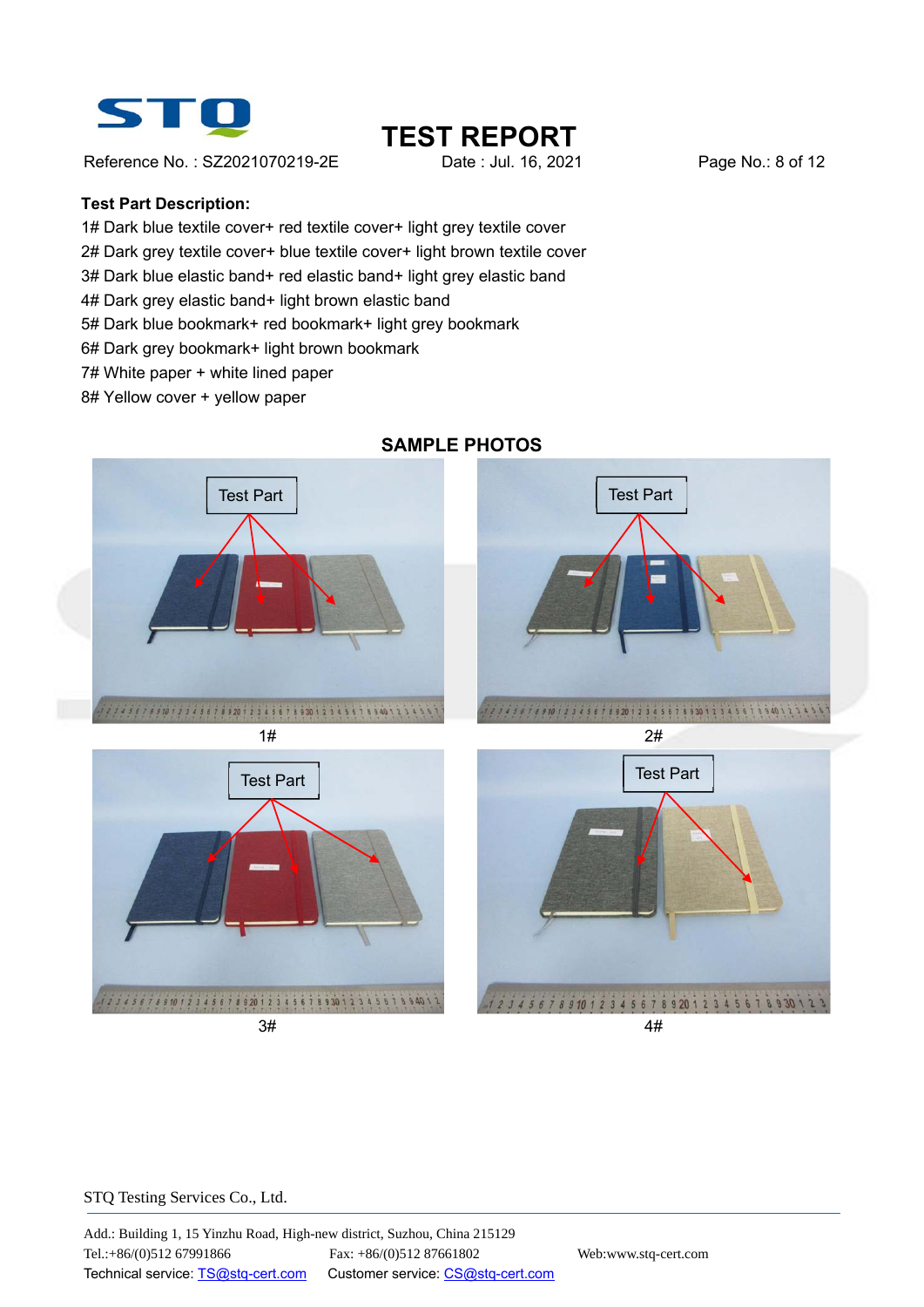# TEST REPORT

Reference No. : SZ2021070219-2E    Date : Jul. 16, 2021

**Test Part Description:**

1# Dark blue textile cover+ red textile cover+ light grey textile cover
2# Dark grey textile cover+ blue textile cover+ light brown textile cover
3# Dark blue elastic band+ red elastic band+ light grey elastic band
4# Dark grey elastic band+ light brown elastic band
5# Dark blue bookmark+ red bookmark+ light grey bookmark
6# Dark grey bookmark+ light brown bookmark
7# White paper + white lined paper
8# Yellow cover + yellow paper

**SAMPLE PHOTOS**

Test Part

1#

Test Part

2#

Test Part

3#

Test Part

4#

STQ Testing Services Co., Ltd.

Add.: Building 1, 15 Yinzhu Road, High-new district, Suzhou, China 215129
Tel.:+86/(0)512 67991866    Fax: +86/(0)512 87661802    Web:www.stq-cert.com
Technical service: TS@stq-cert.com    Customer service: CS@stq-cert.com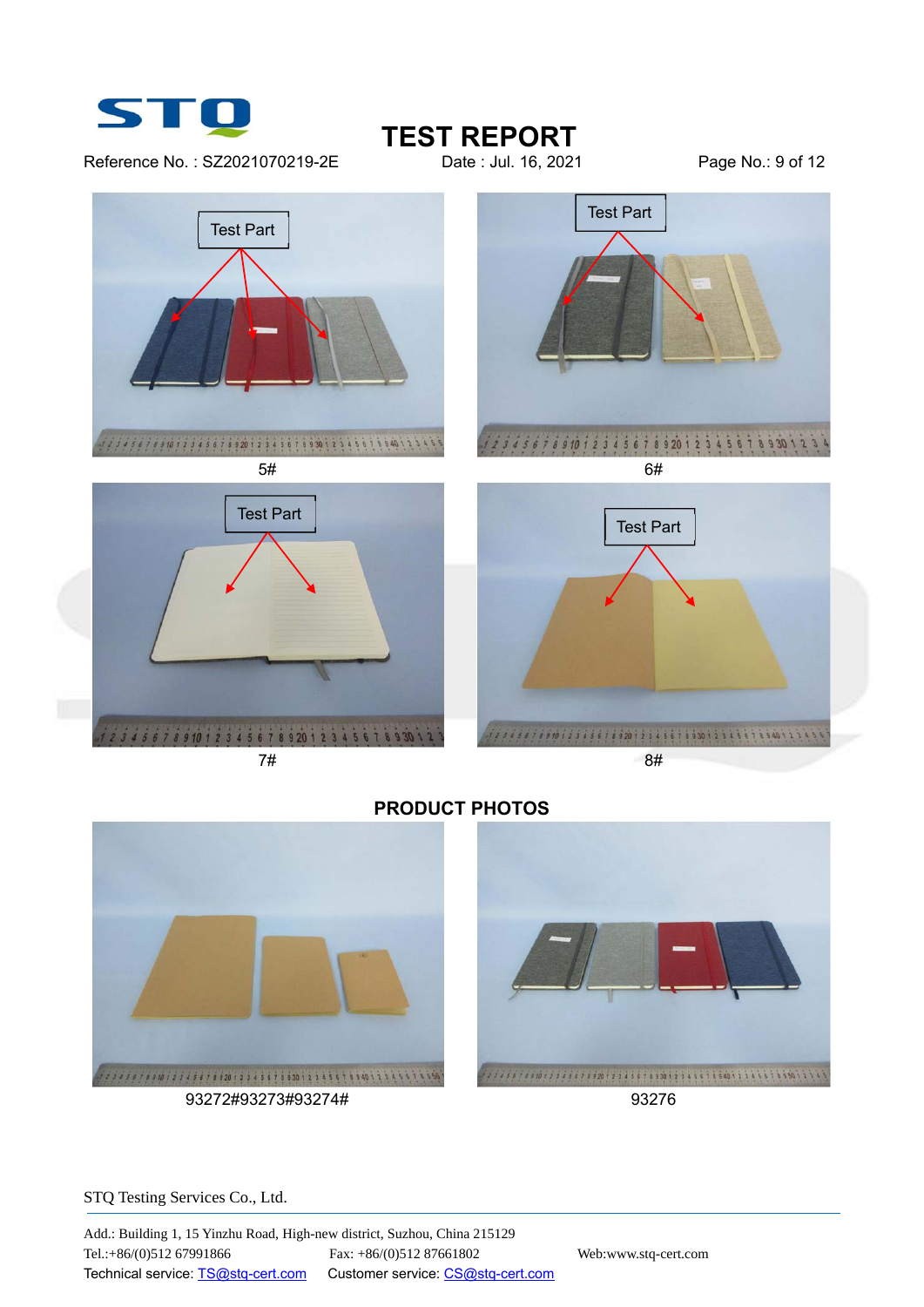# TEST REPORT

Reference No. : SZ2021070219-2E    Date : Jul. 16, 2021

Test Part

5#

Test Part

6#

Test Part

7#

Test Part

8#

## PRODUCT PHOTOS

93272#93273#93274#

93276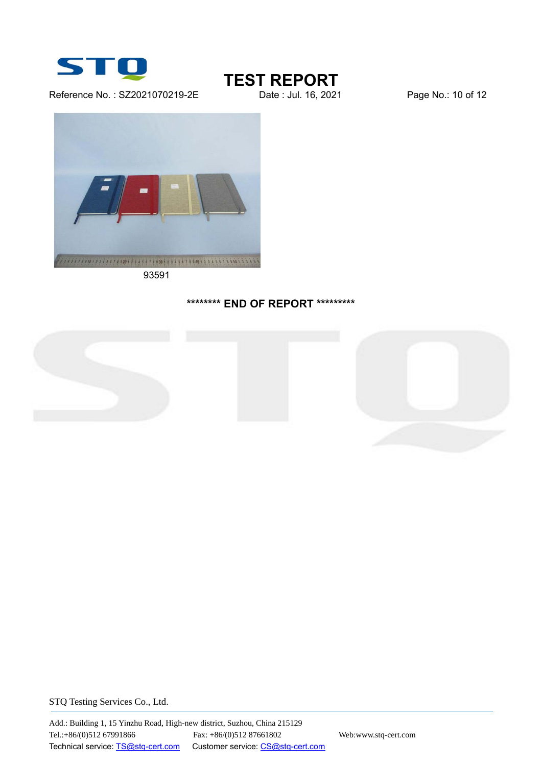93591

**\*\*\*\*\*\*\*\* END OF REPORT \*\*\*\*\*\*\*\*\***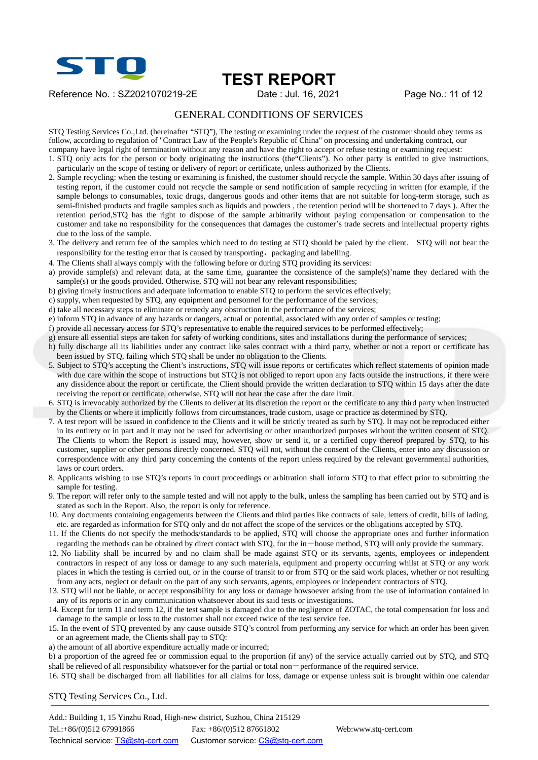## GENERAL CONDITIONS OF SERVICES

STQ Testing Services Co.,Ltd. (hereinafter "STQ"), The testing or examining under the request of the customer should obey terms as follow, according to regulation of "Contract Law of the People's Republic of China" on processing and undertaking contract, our company have legal right of termination without any reason and have the right to accept or refuse testing or examining request:

1. STQ only acts for the person or body originating the instructions (the"Clients"). No other party is entitled to give instructions, particularly on the scope of testing or delivery of report or certificate, unless authorized by the Clients.
2. Sample recycling: when the testing or examining is finished, the customer should recycle the sample. Within 30 days after issuing of testing report, if the customer could not recycle the sample or send notification of sample recycling in written (for example, if the sample belongs to consumables, toxic drugs, dangerous goods and other items that are not suitable for long-term storage, such as semi-finished products and fragile samples such as liquids and powders , the retention period will be shortened to 7 days ). After the retention period,STQ has the right to dispose of the sample arbitrarily without paying compensation or compensation to the customer and take no responsibility for the consequences that damages the customer's trade secrets and intellectual property rights due to the loss of the sample.
3. The delivery and return fee of the samples which need to do testing at STQ should be paied by the client. STQ will not bear the responsibility for the testing error that is caused by transporting，packaging and labelling.
4. The Clients shall always comply with the following before or during STQ providing its services:

a) provide sample(s) and relevant data, at the same time, guarantee the consistence of the sample(s)'name they declared with the sample(s) or the goods provided. Otherwise, STQ will not bear any relevant responsibilities;
b) giving timely instructions and adequate information to enable STQ to perform the services effectively;
c) supply, when requested by STQ, any equipment and personnel for the performance of the services;
d) take all necessary steps to eliminate or remedy any obstruction in the performance of the services;
e) inform STQ in advance of any hazards or dangers, actual or potential, associated with any order of samples or testing;
f) provide all necessary access for STQ's representative to enable the required services to be performed effectively;
g) ensure all essential steps are taken for safety of working conditions, sites and installations during the performance of services;
h) fully discharge all its liabilities under any contract like sales contract with a third party, whether or not a report or certificate has been issued by STQ, failing which STQ shall be under no obligation to the Clients.

5. Subject to STQ's accepting the Client's instructions, STQ will issue reports or certificates which reflect statements of opinion made with due care within the scope of instructions but STQ is not obliged to report upon any facts outside the instructions, if there were any dissidence about the report or certificate, the Client should provide the written declaration to STQ within 15 days after the date receiving the report or certificate, otherwise, STQ will not hear the case after the date limit.
6. STQ is irrevocably authorized by the Clients to deliver at its discretion the report or the certificate to any third party when instructed by the Clients or where it implicitly follows from circumstances, trade custom, usage or practice as determined by STQ.
7. A test report will be issued in confidence to the Clients and it will be strictly treated as such by STQ. It may not be reproduced either in its entirety or in part and it may not be used for advertising or other unauthorized purposes without the written consent of STQ. The Clients to whom the Report is issued may, however, show or send it, or a certified copy thereof prepared by STQ, to his customer, supplier or other persons directly concerned. STQ will not, without the consent of the Clients, enter into any discussion or correspondence with any third party concerning the contents of the report unless required by the relevant governmental authorities, laws or court orders.
8. Applicants wishing to use STQ's reports in court proceedings or arbitration shall inform STQ to that effect prior to submitting the sample for testing.
9. The report will refer only to the sample tested and will not apply to the bulk, unless the sampling has been carried out by STQ and is stated as such in the Report. Also, the report is only for reference.
10. Any documents containing engagements between the Clients and third parties like contracts of sale, letters of credit, bills of lading, etc. are regarded as information for STQ only and do not affect the scope of the services or the obligations accepted by STQ.
11. If the Clients do not specify the methods/standards to be applied, STQ will choose the appropriate ones and further information regarding the methods can be obtained by direct contact with STQ, for the in－house method, STQ will only provide the summary.
12. No liability shall be incurred by and no claim shall be made against STQ or its servants, agents, employees or independent contractors in respect of any loss or damage to any such materials, equipment and property occurring whilst at STQ or any work places in which the testing is carried out, or in the course of transit to or from STQ or the said work places, whether or not resulting from any acts, neglect or default on the part of any such servants, agents, employees or independent contractors of STQ.
13. STQ will not be liable, or accept responsibility for any loss or damage howsoever arising from the use of information contained in any of its reports or in any communication whatsoever about its said tests or investigations.
14. Except for term 11 and term 12, if the test sample is damaged due to the negligence of ZOTAC, the total compensation for loss and damage to the sample or loss to the customer shall not exceed twice of the test service fee.
15. In the event of STQ prevented by any cause outside STQ's control from performing any service for which an order has been given or an agreement made, the Clients shall pay to STQ:

a) the amount of all abortive expenditure actually made or incurred;
b) a proportion of the agreed fee or commission equal to the proportion (if any) of the service actually carried out by STQ, and STQ shall be relieved of all responsibility whatsoever for the partial or total non－performance of the required service.

16. STQ shall be discharged from all liabilities for all claims for loss, damage or expense unless suit is brought within one calendar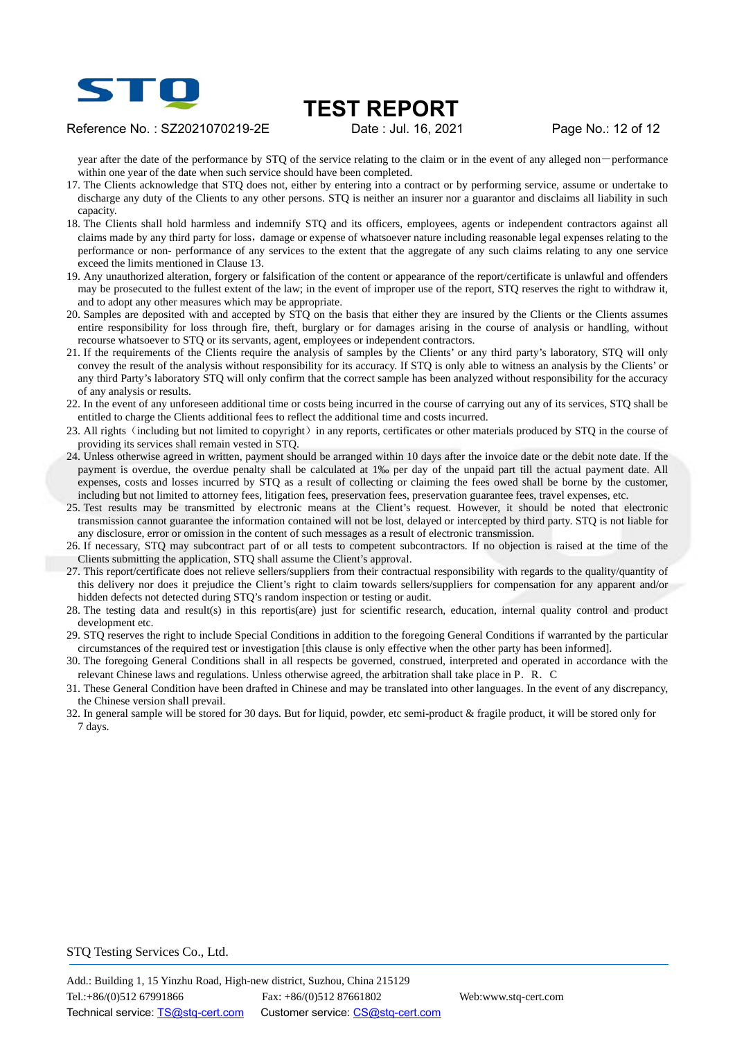year after the date of the performance by STQ of the service relating to the claim or in the event of any alleged non－performance within one year of the date when such service should have been completed.

17. The Clients acknowledge that STQ does not, either by entering into a contract or by performing service, assume or undertake to discharge any duty of the Clients to any other persons. STQ is neither an insurer nor a guarantor and disclaims all liability in such capacity.
18. The Clients shall hold harmless and indemnify STQ and its officers, employees, agents or independent contractors against all claims made by any third party for loss，damage or expense of whatsoever nature including reasonable legal expenses relating to the performance or non- performance of any services to the extent that the aggregate of any such claims relating to any one service exceed the limits mentioned in Clause 13.
19. Any unauthorized alteration, forgery or falsification of the content or appearance of the report/certificate is unlawful and offenders may be prosecuted to the fullest extent of the law; in the event of improper use of the report, STQ reserves the right to withdraw it, and to adopt any other measures which may be appropriate.
20. Samples are deposited with and accepted by STQ on the basis that either they are insured by the Clients or the Clients assumes entire responsibility for loss through fire, theft, burglary or for damages arising in the course of analysis or handling, without recourse whatsoever to STQ or its servants, agent, employees or independent contractors.
21. If the requirements of the Clients require the analysis of samples by the Clients' or any third party's laboratory, STQ will only convey the result of the analysis without responsibility for its accuracy. If STQ is only able to witness an analysis by the Clients' or any third Party's laboratory STQ will only confirm that the correct sample has been analyzed without responsibility for the accuracy of any analysis or results.
22. In the event of any unforeseen additional time or costs being incurred in the course of carrying out any of its services, STQ shall be entitled to charge the Clients additional fees to reflect the additional time and costs incurred.
23. All rights（including but not limited to copyright）in any reports, certificates or other materials produced by STQ in the course of providing its services shall remain vested in STQ.
24. Unless otherwise agreed in written, payment should be arranged within 10 days after the invoice date or the debit note date. If the payment is overdue, the overdue penalty shall be calculated at 1‰ per day of the unpaid part till the actual payment date. All expenses, costs and losses incurred by STQ as a result of collecting or claiming the fees owed shall be borne by the customer, including but not limited to attorney fees, litigation fees, preservation fees, preservation guarantee fees, travel expenses, etc.
25. Test results may be transmitted by electronic means at the Client's request. However, it should be noted that electronic transmission cannot guarantee the information contained will not be lost, delayed or intercepted by third party. STQ is not liable for any disclosure, error or omission in the content of such messages as a result of electronic transmission.
26. If necessary, STQ may subcontract part of or all tests to competent subcontractors. If no objection is raised at the time of the Clients submitting the application, STQ shall assume the Client's approval.
27. This report/certificate does not relieve sellers/suppliers from their contractual responsibility with regards to the quality/quantity of this delivery nor does it prejudice the Client's right to claim towards sellers/suppliers for compensation for any apparent and/or hidden defects not detected during STQ's random inspection or testing or audit.
28. The testing data and result(s) in this reportis(are) just for scientific research, education, internal quality control and product development etc.
29. STQ reserves the right to include Special Conditions in addition to the foregoing General Conditions if warranted by the particular circumstances of the required test or investigation [this clause is only effective when the other party has been informed].
30. The foregoing General Conditions shall in all respects be governed, construed, interpreted and operated in accordance with the relevant Chinese laws and regulations. Unless otherwise agreed, the arbitration shall take place in P．R．C
31. These General Condition have been drafted in Chinese and may be translated into other languages. In the event of any discrepancy, the Chinese version shall prevail.
32. In general sample will be stored for 30 days. But for liquid, powder, etc semi-product & fragile product, it will be stored only for 7 days.